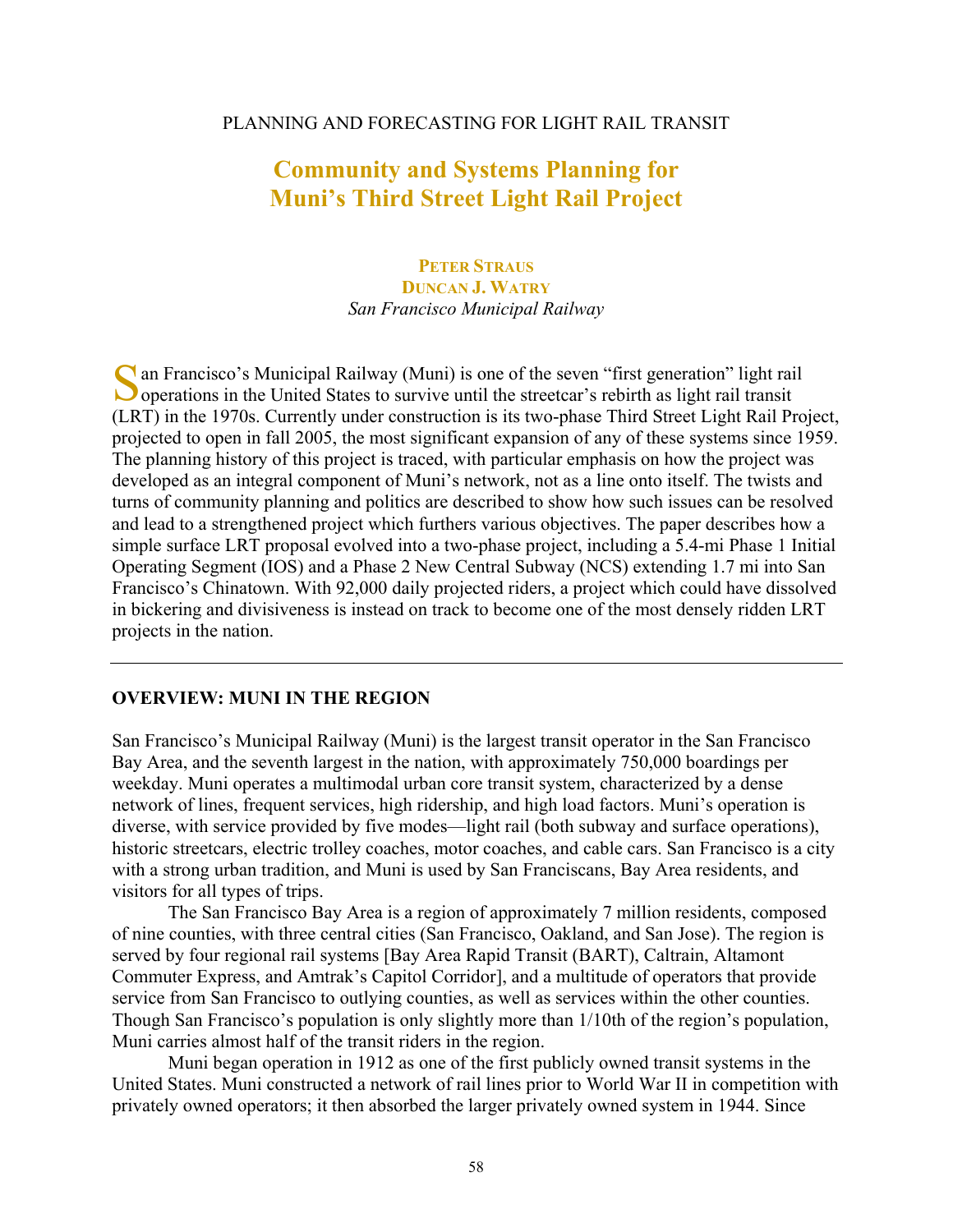PLANNING AND FORECASTING FOR LIGHT RAIL TRANSIT

# Community and Systems Planning for Muni's Third Street Light Rail Project

**PETER STRAUS**
**DUNCAN J. WATRY**
*San Francisco Municipal Railway*

San Francisco's Municipal Railway (Muni) is one of the seven "first generation" light rail operations in the United States to survive until the streetcar's rebirth as light rail transit (LRT) in the 1970s. Currently under construction is its two-phase Third Street Light Rail Project, projected to open in fall 2005, the most significant expansion of any of these systems since 1959. The planning history of this project is traced, with particular emphasis on how the project was developed as an integral component of Muni's network, not as a line onto itself. The twists and turns of community planning and politics are described to show how such issues can be resolved and lead to a strengthened project which furthers various objectives. The paper describes how a simple surface LRT proposal evolved into a two-phase project, including a 5.4-mi Phase 1 Initial Operating Segment (IOS) and a Phase 2 New Central Subway (NCS) extending 1.7 mi into San Francisco's Chinatown. With 92,000 daily projected riders, a project which could have dissolved in bickering and divisiveness is instead on track to become one of the most densely ridden LRT projects in the nation.

---

## OVERVIEW: MUNI IN THE REGION

San Francisco's Municipal Railway (Muni) is the largest transit operator in the San Francisco Bay Area, and the seventh largest in the nation, with approximately 750,000 boardings per weekday. Muni operates a multimodal urban core transit system, characterized by a dense network of lines, frequent services, high ridership, and high load factors. Muni's operation is diverse, with service provided by five modes—light rail (both subway and surface operations), historic streetcars, electric trolley coaches, motor coaches, and cable cars. San Francisco is a city with a strong urban tradition, and Muni is used by San Franciscans, Bay Area residents, and visitors for all types of trips.

The San Francisco Bay Area is a region of approximately 7 million residents, composed of nine counties, with three central cities (San Francisco, Oakland, and San Jose). The region is served by four regional rail systems [Bay Area Rapid Transit (BART), Caltrain, Altamont Commuter Express, and Amtrak's Capitol Corridor], and a multitude of operators that provide service from San Francisco to outlying counties, as well as services within the other counties. Though San Francisco's population is only slightly more than 1/10th of the region's population, Muni carries almost half of the transit riders in the region.

Muni began operation in 1912 as one of the first publicly owned transit systems in the United States. Muni constructed a network of rail lines prior to World War II in competition with privately owned operators; it then absorbed the larger privately owned system in 1944. Since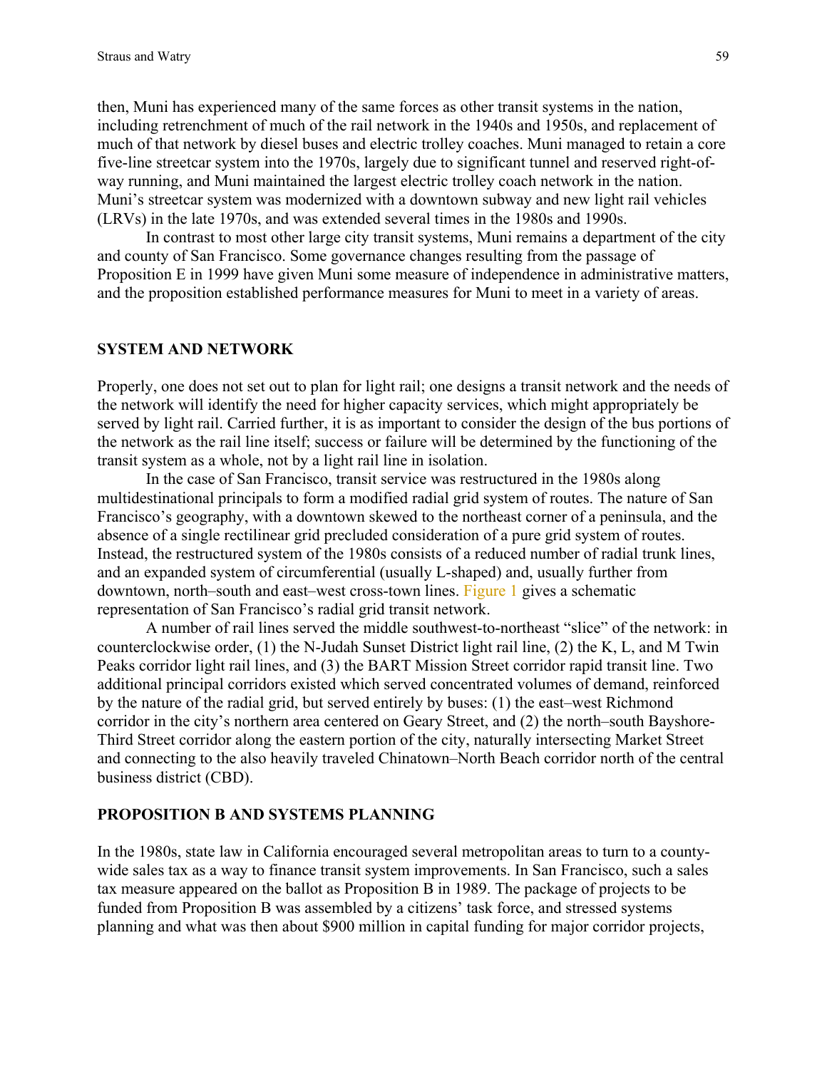then, Muni has experienced many of the same forces as other transit systems in the nation, including retrenchment of much of the rail network in the 1940s and 1950s, and replacement of much of that network by diesel buses and electric trolley coaches. Muni managed to retain a core five-line streetcar system into the 1970s, largely due to significant tunnel and reserved right-of-way running, and Muni maintained the largest electric trolley coach network in the nation. Muni's streetcar system was modernized with a downtown subway and new light rail vehicles (LRVs) in the late 1970s, and was extended several times in the 1980s and 1990s.

In contrast to most other large city transit systems, Muni remains a department of the city and county of San Francisco. Some governance changes resulting from the passage of Proposition E in 1999 have given Muni some measure of independence in administrative matters, and the proposition established performance measures for Muni to meet in a variety of areas.

## SYSTEM AND NETWORK

Properly, one does not set out to plan for light rail; one designs a transit network and the needs of the network will identify the need for higher capacity services, which might appropriately be served by light rail. Carried further, it is as important to consider the design of the bus portions of the network as the rail line itself; success or failure will be determined by the functioning of the transit system as a whole, not by a light rail line in isolation.

In the case of San Francisco, transit service was restructured in the 1980s along multidestinational principals to form a modified radial grid system of routes. The nature of San Francisco's geography, with a downtown skewed to the northeast corner of a peninsula, and the absence of a single rectilinear grid precluded consideration of a pure grid system of routes. Instead, the restructured system of the 1980s consists of a reduced number of radial trunk lines, and an expanded system of circumferential (usually L-shaped) and, usually further from downtown, north–south and east–west cross-town lines. Figure 1 gives a schematic representation of San Francisco's radial grid transit network.

A number of rail lines served the middle southwest-to-northeast "slice" of the network: in counterclockwise order, (1) the N-Judah Sunset District light rail line, (2) the K, L, and M Twin Peaks corridor light rail lines, and (3) the BART Mission Street corridor rapid transit line. Two additional principal corridors existed which served concentrated volumes of demand, reinforced by the nature of the radial grid, but served entirely by buses: (1) the east–west Richmond corridor in the city's northern area centered on Geary Street, and (2) the north–south Bayshore-Third Street corridor along the eastern portion of the city, naturally intersecting Market Street and connecting to the also heavily traveled Chinatown–North Beach corridor north of the central business district (CBD).

## PROPOSITION B AND SYSTEMS PLANNING

In the 1980s, state law in California encouraged several metropolitan areas to turn to a county-wide sales tax as a way to finance transit system improvements. In San Francisco, such a sales tax measure appeared on the ballot as Proposition B in 1989. The package of projects to be funded from Proposition B was assembled by a citizens' task force, and stressed systems planning and what was then about $900 million in capital funding for major corridor projects,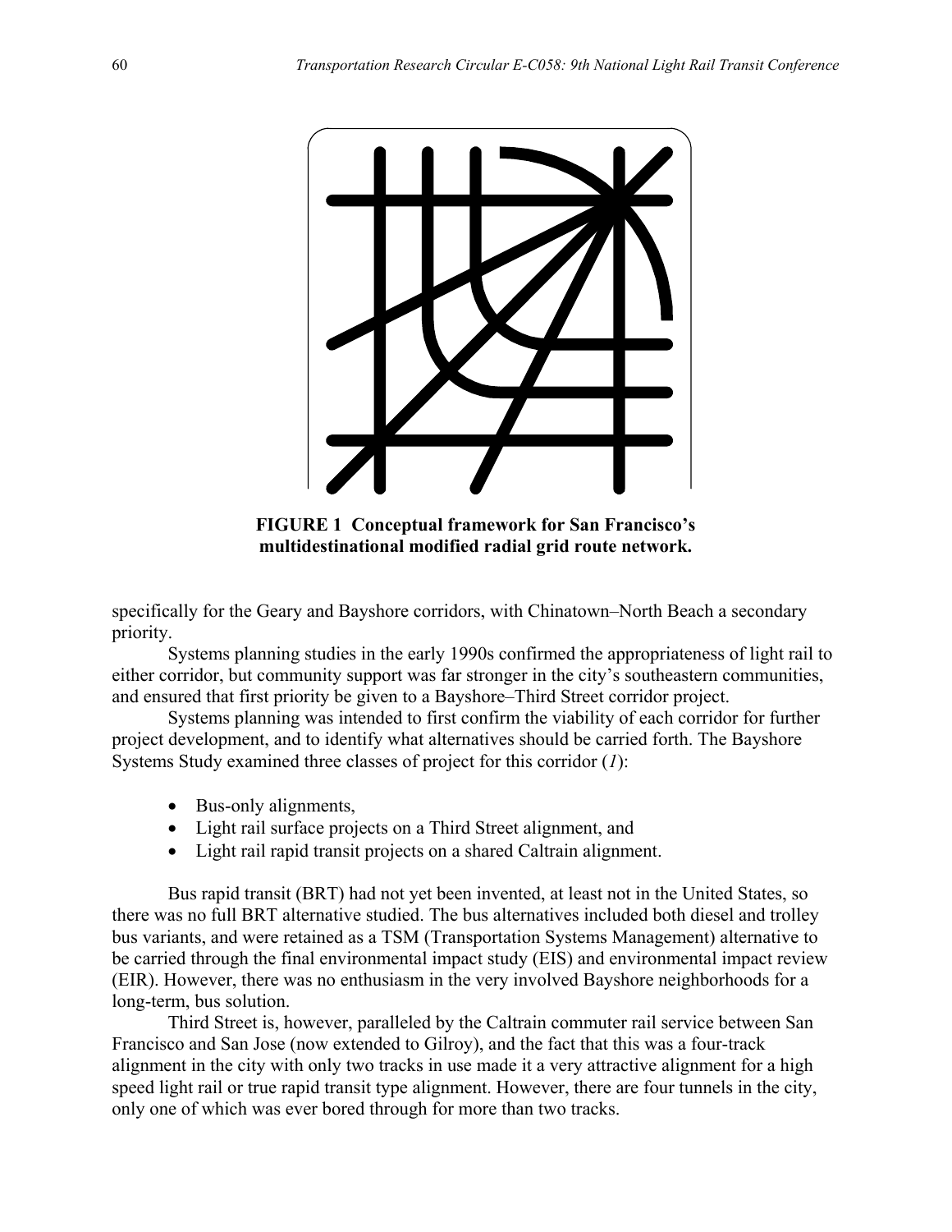**FIGURE 1 Conceptual framework for San Francisco's multidestinational modified radial grid route network.**

specifically for the Geary and Bayshore corridors, with Chinatown–North Beach a secondary priority.

Systems planning studies in the early 1990s confirmed the appropriateness of light rail to either corridor, but community support was far stronger in the city's southeastern communities, and ensured that first priority be given to a Bayshore–Third Street corridor project.

Systems planning was intended to first confirm the viability of each corridor for further project development, and to identify what alternatives should be carried forth. The Bayshore Systems Study examined three classes of project for this corridor (*1*):

- Bus-only alignments,
- Light rail surface projects on a Third Street alignment, and
- Light rail rapid transit projects on a shared Caltrain alignment.

Bus rapid transit (BRT) had not yet been invented, at least not in the United States, so there was no full BRT alternative studied. The bus alternatives included both diesel and trolley bus variants, and were retained as a TSM (Transportation Systems Management) alternative to be carried through the final environmental impact study (EIS) and environmental impact review (EIR). However, there was no enthusiasm in the very involved Bayshore neighborhoods for a long-term, bus solution.

Third Street is, however, paralleled by the Caltrain commuter rail service between San Francisco and San Jose (now extended to Gilroy), and the fact that this was a four-track alignment in the city with only two tracks in use made it a very attractive alignment for a high speed light rail or true rapid transit type alignment. However, there are four tunnels in the city, only one of which was ever bored through for more than two tracks.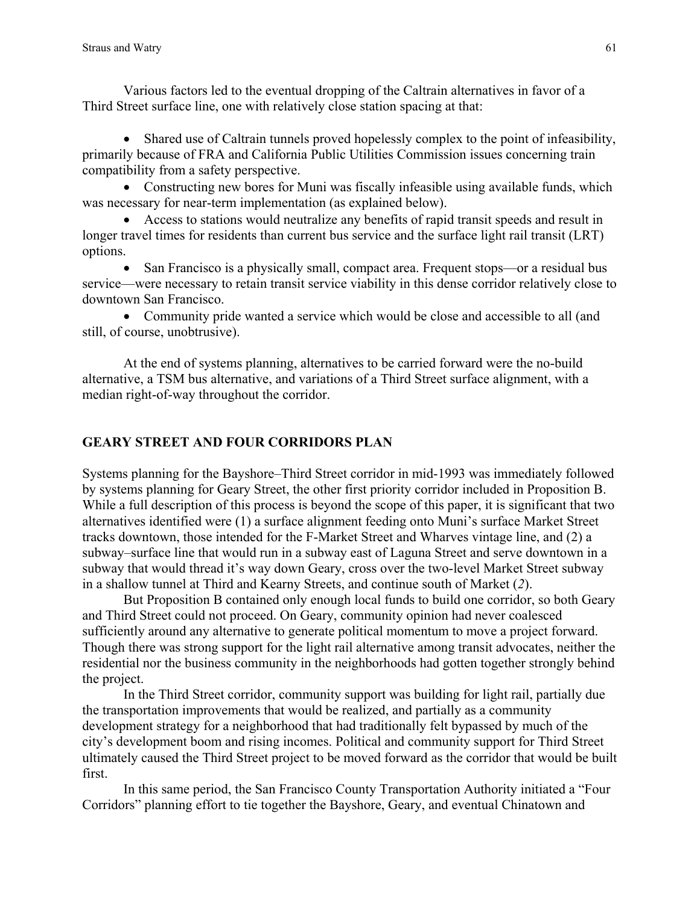Various factors led to the eventual dropping of the Caltrain alternatives in favor of a Third Street surface line, one with relatively close station spacing at that:

- Shared use of Caltrain tunnels proved hopelessly complex to the point of infeasibility, primarily because of FRA and California Public Utilities Commission issues concerning train compatibility from a safety perspective.
- Constructing new bores for Muni was fiscally infeasible using available funds, which was necessary for near-term implementation (as explained below).
- Access to stations would neutralize any benefits of rapid transit speeds and result in longer travel times for residents than current bus service and the surface light rail transit (LRT) options.
- San Francisco is a physically small, compact area. Frequent stops—or a residual bus service—were necessary to retain transit service viability in this dense corridor relatively close to downtown San Francisco.
- Community pride wanted a service which would be close and accessible to all (and still, of course, unobtrusive).

At the end of systems planning, alternatives to be carried forward were the no-build alternative, a TSM bus alternative, and variations of a Third Street surface alignment, with a median right-of-way throughout the corridor.

## GEARY STREET AND FOUR CORRIDORS PLAN

Systems planning for the Bayshore–Third Street corridor in mid-1993 was immediately followed by systems planning for Geary Street, the other first priority corridor included in Proposition B. While a full description of this process is beyond the scope of this paper, it is significant that two alternatives identified were (1) a surface alignment feeding onto Muni's surface Market Street tracks downtown, those intended for the F-Market Street and Wharves vintage line, and (2) a subway–surface line that would run in a subway east of Laguna Street and serve downtown in a subway that would thread it's way down Geary, cross over the two-level Market Street subway in a shallow tunnel at Third and Kearny Streets, and continue south of Market (*2*).

But Proposition B contained only enough local funds to build one corridor, so both Geary and Third Street could not proceed. On Geary, community opinion had never coalesced sufficiently around any alternative to generate political momentum to move a project forward. Though there was strong support for the light rail alternative among transit advocates, neither the residential nor the business community in the neighborhoods had gotten together strongly behind the project.

In the Third Street corridor, community support was building for light rail, partially due the transportation improvements that would be realized, and partially as a community development strategy for a neighborhood that had traditionally felt bypassed by much of the city's development boom and rising incomes. Political and community support for Third Street ultimately caused the Third Street project to be moved forward as the corridor that would be built first.

In this same period, the San Francisco County Transportation Authority initiated a "Four Corridors" planning effort to tie together the Bayshore, Geary, and eventual Chinatown and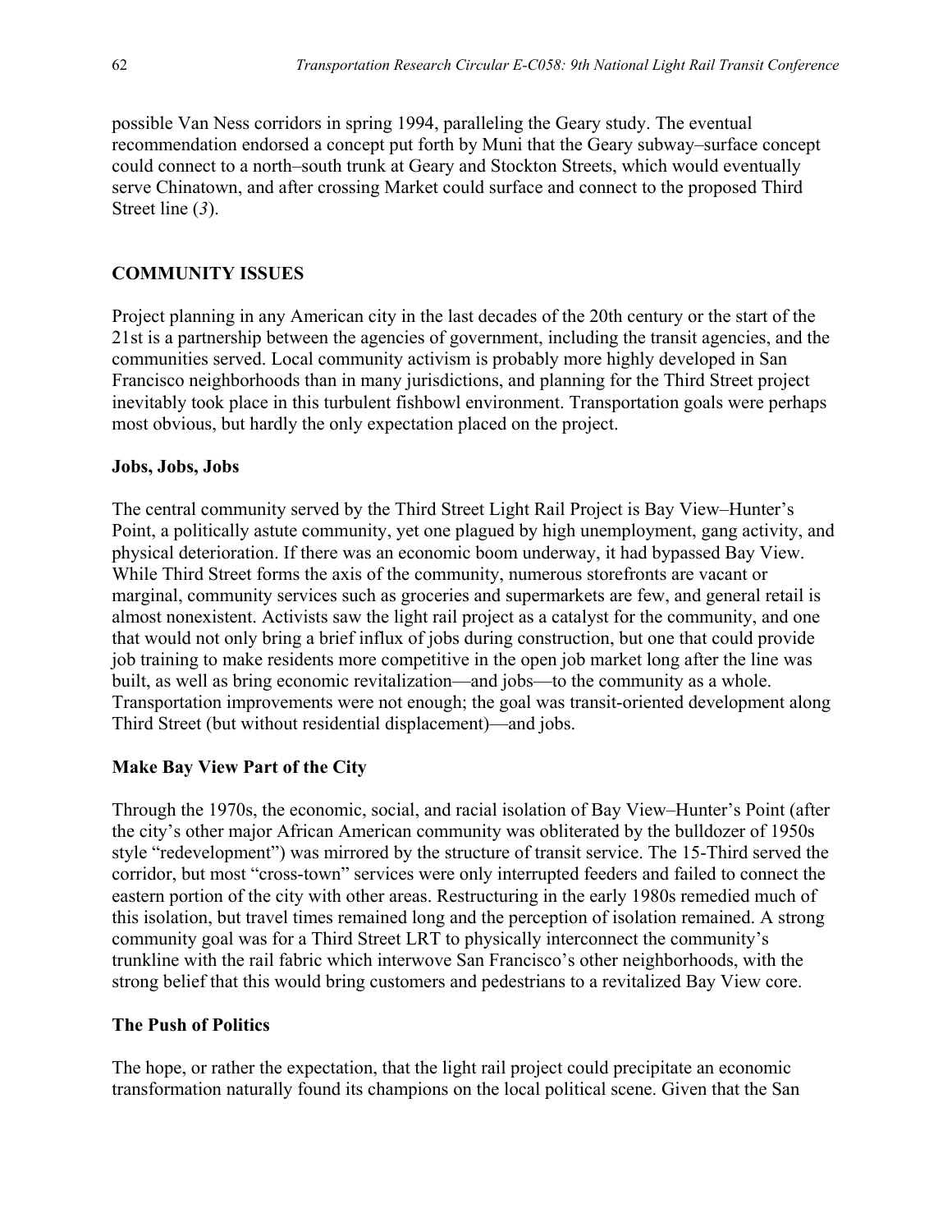possible Van Ness corridors in spring 1994, paralleling the Geary study. The eventual recommendation endorsed a concept put forth by Muni that the Geary subway–surface concept could connect to a north–south trunk at Geary and Stockton Streets, which would eventually serve Chinatown, and after crossing Market could surface and connect to the proposed Third Street line (*3*).

## COMMUNITY ISSUES

Project planning in any American city in the last decades of the 20th century or the start of the 21st is a partnership between the agencies of government, including the transit agencies, and the communities served. Local community activism is probably more highly developed in San Francisco neighborhoods than in many jurisdictions, and planning for the Third Street project inevitably took place in this turbulent fishbowl environment. Transportation goals were perhaps most obvious, but hardly the only expectation placed on the project.

### Jobs, Jobs, Jobs

The central community served by the Third Street Light Rail Project is Bay View–Hunter's Point, a politically astute community, yet one plagued by high unemployment, gang activity, and physical deterioration. If there was an economic boom underway, it had bypassed Bay View. While Third Street forms the axis of the community, numerous storefronts are vacant or marginal, community services such as groceries and supermarkets are few, and general retail is almost nonexistent. Activists saw the light rail project as a catalyst for the community, and one that would not only bring a brief influx of jobs during construction, but one that could provide job training to make residents more competitive in the open job market long after the line was built, as well as bring economic revitalization—and jobs—to the community as a whole. Transportation improvements were not enough; the goal was transit-oriented development along Third Street (but without residential displacement)—and jobs.

### Make Bay View Part of the City

Through the 1970s, the economic, social, and racial isolation of Bay View–Hunter's Point (after the city's other major African American community was obliterated by the bulldozer of 1950s style "redevelopment") was mirrored by the structure of transit service. The 15-Third served the corridor, but most "cross-town" services were only interrupted feeders and failed to connect the eastern portion of the city with other areas. Restructuring in the early 1980s remedied much of this isolation, but travel times remained long and the perception of isolation remained. A strong community goal was for a Third Street LRT to physically interconnect the community's trunkline with the rail fabric which interwove San Francisco's other neighborhoods, with the strong belief that this would bring customers and pedestrians to a revitalized Bay View core.

### The Push of Politics

The hope, or rather the expectation, that the light rail project could precipitate an economic transformation naturally found its champions on the local political scene. Given that the San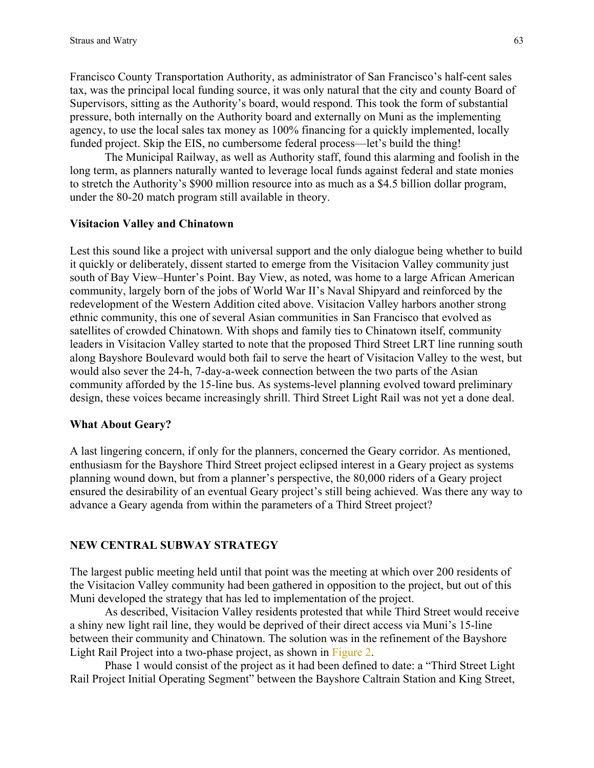Francisco County Transportation Authority, as administrator of San Francisco's half-cent sales tax, was the principal local funding source, it was only natural that the city and county Board of Supervisors, sitting as the Authority's board, would respond. This took the form of substantial pressure, both internally on the Authority board and externally on Muni as the implementing agency, to use the local sales tax money as 100% financing for a quickly implemented, locally funded project. Skip the EIS, no cumbersome federal process—let's build the thing!

The Municipal Railway, as well as Authority staff, found this alarming and foolish in the long term, as planners naturally wanted to leverage local funds against federal and state monies to stretch the Authority's $900 million resource into as much as a $4.5 billion dollar program, under the 80-20 match program still available in theory.

### Visitacion Valley and Chinatown

Lest this sound like a project with universal support and the only dialogue being whether to build it quickly or deliberately, dissent started to emerge from the Visitacion Valley community just south of Bay View–Hunter's Point. Bay View, as noted, was home to a large African American community, largely born of the jobs of World War II's Naval Shipyard and reinforced by the redevelopment of the Western Addition cited above. Visitacion Valley harbors another strong ethnic community, this one of several Asian communities in San Francisco that evolved as satellites of crowded Chinatown. With shops and family ties to Chinatown itself, community leaders in Visitacion Valley started to note that the proposed Third Street LRT line running south along Bayshore Boulevard would both fail to serve the heart of Visitacion Valley to the west, but would also sever the 24-h, 7-day-a-week connection between the two parts of the Asian community afforded by the 15-line bus. As systems-level planning evolved toward preliminary design, these voices became increasingly shrill. Third Street Light Rail was not yet a done deal.

### What About Geary?

A last lingering concern, if only for the planners, concerned the Geary corridor. As mentioned, enthusiasm for the Bayshore Third Street project eclipsed interest in a Geary project as systems planning wound down, but from a planner's perspective, the 80,000 riders of a Geary project ensured the desirability of an eventual Geary project's still being achieved. Was there any way to advance a Geary agenda from within the parameters of a Third Street project?

## NEW CENTRAL SUBWAY STRATEGY

The largest public meeting held until that point was the meeting at which over 200 residents of the Visitacion Valley community had been gathered in opposition to the project, but out of this Muni developed the strategy that has led to implementation of the project.

As described, Visitacion Valley residents protested that while Third Street would receive a shiny new light rail line, they would be deprived of their direct access via Muni's 15-line between their community and Chinatown. The solution was in the refinement of the Bayshore Light Rail Project into a two-phase project, as shown in Figure 2.

Phase 1 would consist of the project as it had been defined to date: a "Third Street Light Rail Project Initial Operating Segment" between the Bayshore Caltrain Station and King Street,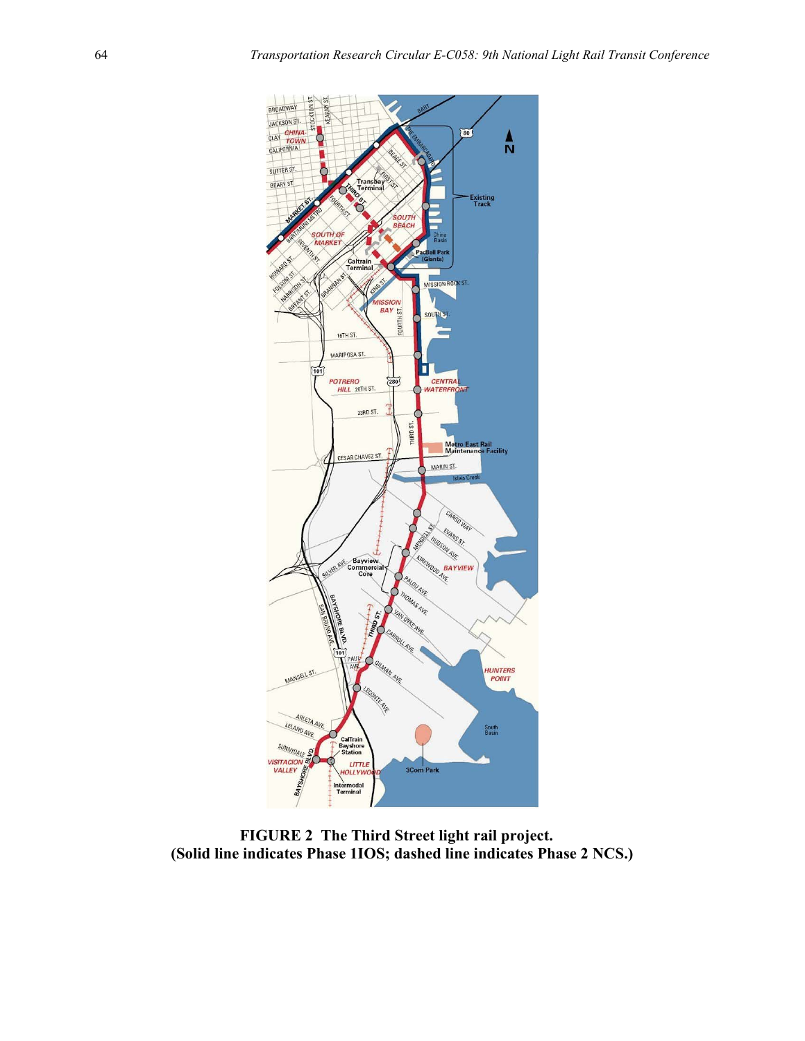**FIGURE 2 The Third Street light rail project.**
**(Solid line indicates Phase 1IOS; dashed line indicates Phase 2 NCS.)**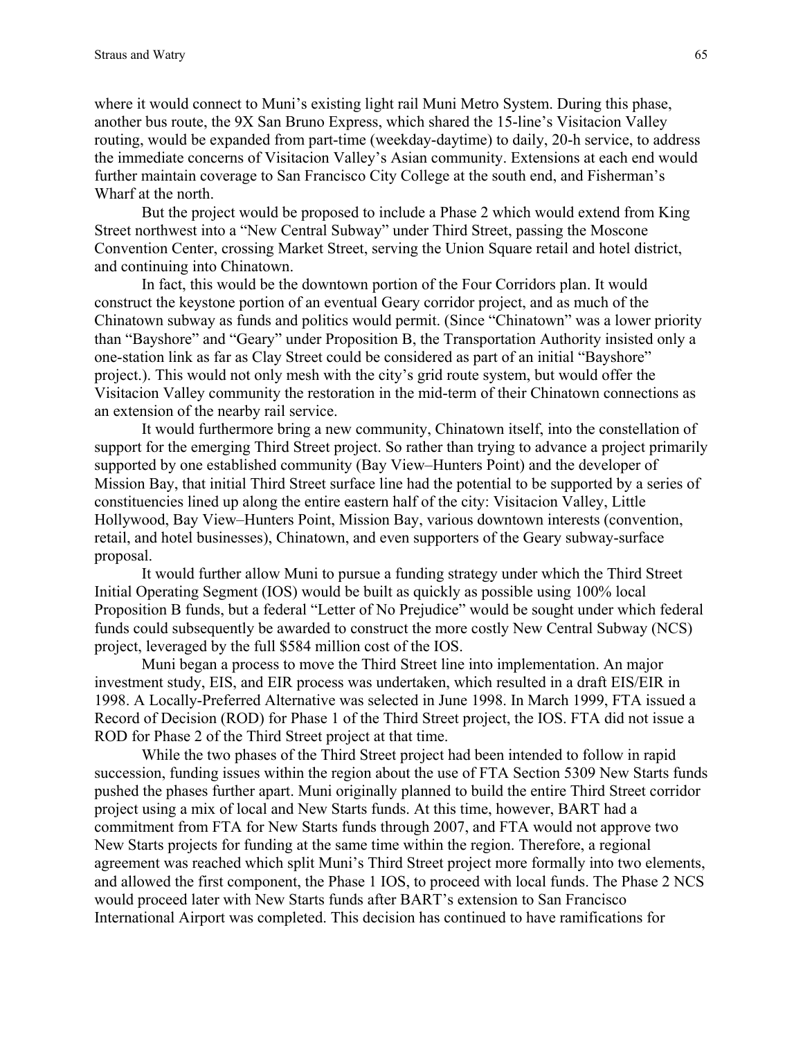where it would connect to Muni's existing light rail Muni Metro System. During this phase, another bus route, the 9X San Bruno Express, which shared the 15-line's Visitacion Valley routing, would be expanded from part-time (weekday-daytime) to daily, 20-h service, to address the immediate concerns of Visitacion Valley's Asian community. Extensions at each end would further maintain coverage to San Francisco City College at the south end, and Fisherman's Wharf at the north.

But the project would be proposed to include a Phase 2 which would extend from King Street northwest into a "New Central Subway" under Third Street, passing the Moscone Convention Center, crossing Market Street, serving the Union Square retail and hotel district, and continuing into Chinatown.

In fact, this would be the downtown portion of the Four Corridors plan. It would construct the keystone portion of an eventual Geary corridor project, and as much of the Chinatown subway as funds and politics would permit. (Since "Chinatown" was a lower priority than "Bayshore" and "Geary" under Proposition B, the Transportation Authority insisted only a one-station link as far as Clay Street could be considered as part of an initial "Bayshore" project.). This would not only mesh with the city's grid route system, but would offer the Visitacion Valley community the restoration in the mid-term of their Chinatown connections as an extension of the nearby rail service.

It would furthermore bring a new community, Chinatown itself, into the constellation of support for the emerging Third Street project. So rather than trying to advance a project primarily supported by one established community (Bay View–Hunters Point) and the developer of Mission Bay, that initial Third Street surface line had the potential to be supported by a series of constituencies lined up along the entire eastern half of the city: Visitacion Valley, Little Hollywood, Bay View–Hunters Point, Mission Bay, various downtown interests (convention, retail, and hotel businesses), Chinatown, and even supporters of the Geary subway-surface proposal.

It would further allow Muni to pursue a funding strategy under which the Third Street Initial Operating Segment (IOS) would be built as quickly as possible using 100% local Proposition B funds, but a federal "Letter of No Prejudice" would be sought under which federal funds could subsequently be awarded to construct the more costly New Central Subway (NCS) project, leveraged by the full $584 million cost of the IOS.

Muni began a process to move the Third Street line into implementation. An major investment study, EIS, and EIR process was undertaken, which resulted in a draft EIS/EIR in 1998. A Locally-Preferred Alternative was selected in June 1998. In March 1999, FTA issued a Record of Decision (ROD) for Phase 1 of the Third Street project, the IOS. FTA did not issue a ROD for Phase 2 of the Third Street project at that time.

While the two phases of the Third Street project had been intended to follow in rapid succession, funding issues within the region about the use of FTA Section 5309 New Starts funds pushed the phases further apart. Muni originally planned to build the entire Third Street corridor project using a mix of local and New Starts funds. At this time, however, BART had a commitment from FTA for New Starts funds through 2007, and FTA would not approve two New Starts projects for funding at the same time within the region. Therefore, a regional agreement was reached which split Muni's Third Street project more formally into two elements, and allowed the first component, the Phase 1 IOS, to proceed with local funds. The Phase 2 NCS would proceed later with New Starts funds after BART's extension to San Francisco International Airport was completed. This decision has continued to have ramifications for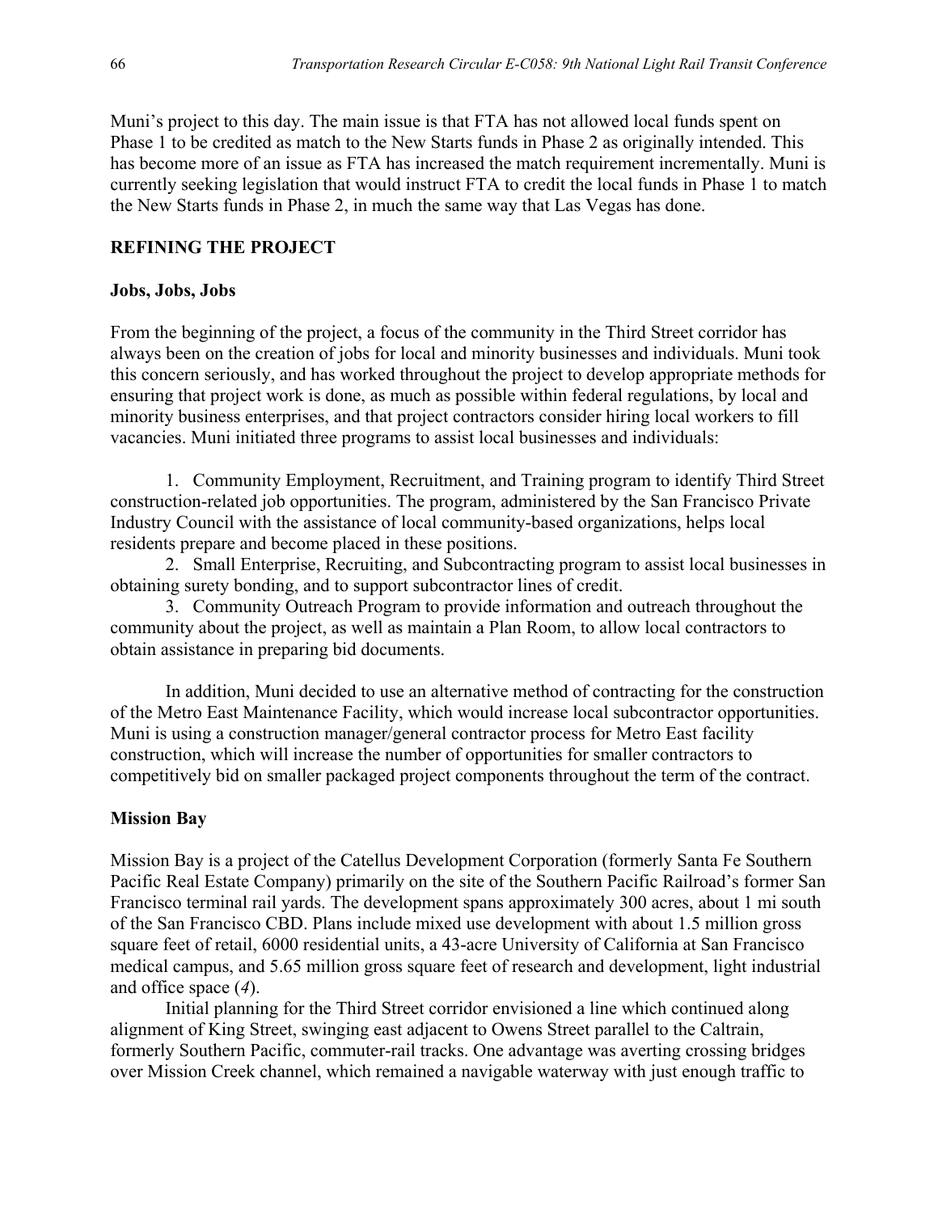Muni's project to this day. The main issue is that FTA has not allowed local funds spent on Phase 1 to be credited as match to the New Starts funds in Phase 2 as originally intended. This has become more of an issue as FTA has increased the match requirement incrementally. Muni is currently seeking legislation that would instruct FTA to credit the local funds in Phase 1 to match the New Starts funds in Phase 2, in much the same way that Las Vegas has done.

## REFINING THE PROJECT

### Jobs, Jobs, Jobs

From the beginning of the project, a focus of the community in the Third Street corridor has always been on the creation of jobs for local and minority businesses and individuals. Muni took this concern seriously, and has worked throughout the project to develop appropriate methods for ensuring that project work is done, as much as possible within federal regulations, by local and minority business enterprises, and that project contractors consider hiring local workers to fill vacancies. Muni initiated three programs to assist local businesses and individuals:

1. Community Employment, Recruitment, and Training program to identify Third Street construction-related job opportunities. The program, administered by the San Francisco Private Industry Council with the assistance of local community-based organizations, helps local residents prepare and become placed in these positions.
2. Small Enterprise, Recruiting, and Subcontracting program to assist local businesses in obtaining surety bonding, and to support subcontractor lines of credit.
3. Community Outreach Program to provide information and outreach throughout the community about the project, as well as maintain a Plan Room, to allow local contractors to obtain assistance in preparing bid documents.

In addition, Muni decided to use an alternative method of contracting for the construction of the Metro East Maintenance Facility, which would increase local subcontractor opportunities. Muni is using a construction manager/general contractor process for Metro East facility construction, which will increase the number of opportunities for smaller contractors to competitively bid on smaller packaged project components throughout the term of the contract.

### Mission Bay

Mission Bay is a project of the Catellus Development Corporation (formerly Santa Fe Southern Pacific Real Estate Company) primarily on the site of the Southern Pacific Railroad's former San Francisco terminal rail yards. The development spans approximately 300 acres, about 1 mi south of the San Francisco CBD. Plans include mixed use development with about 1.5 million gross square feet of retail, 6000 residential units, a 43-acre University of California at San Francisco medical campus, and 5.65 million gross square feet of research and development, light industrial and office space (*4*).

Initial planning for the Third Street corridor envisioned a line which continued along alignment of King Street, swinging east adjacent to Owens Street parallel to the Caltrain, formerly Southern Pacific, commuter-rail tracks. One advantage was averting crossing bridges over Mission Creek channel, which remained a navigable waterway with just enough traffic to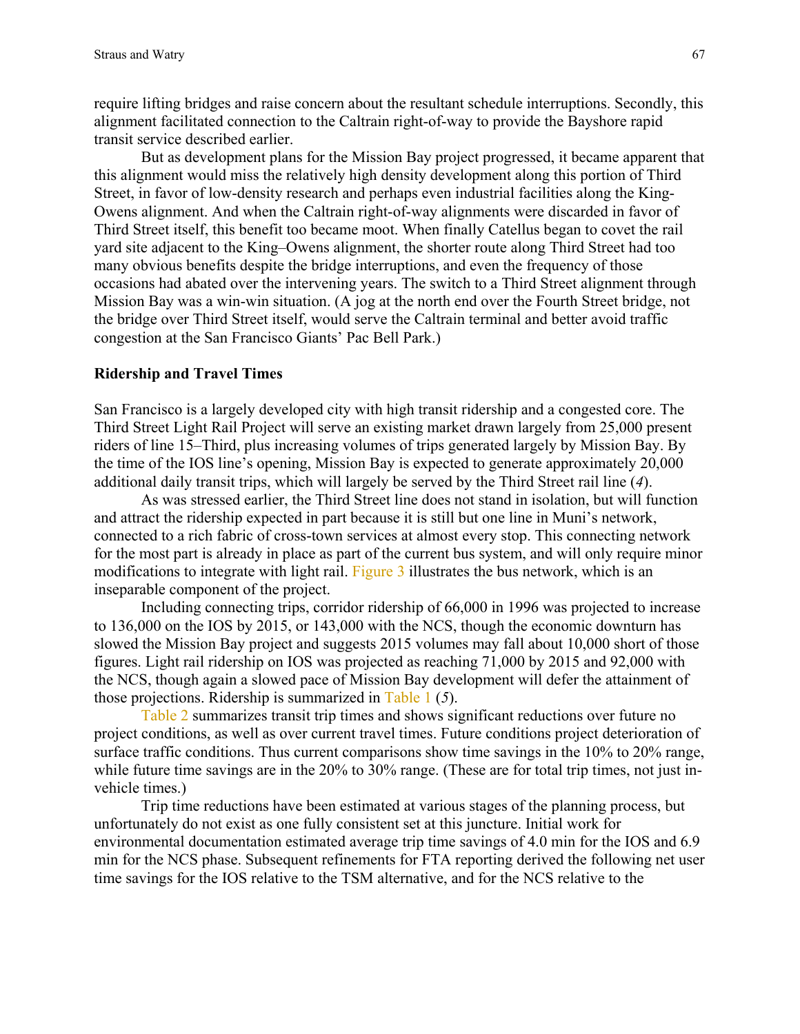require lifting bridges and raise concern about the resultant schedule interruptions. Secondly, this alignment facilitated connection to the Caltrain right-of-way to provide the Bayshore rapid transit service described earlier.

But as development plans for the Mission Bay project progressed, it became apparent that this alignment would miss the relatively high density development along this portion of Third Street, in favor of low-density research and perhaps even industrial facilities along the King-Owens alignment. And when the Caltrain right-of-way alignments were discarded in favor of Third Street itself, this benefit too became moot. When finally Catellus began to covet the rail yard site adjacent to the King–Owens alignment, the shorter route along Third Street had too many obvious benefits despite the bridge interruptions, and even the frequency of those occasions had abated over the intervening years. The switch to a Third Street alignment through Mission Bay was a win-win situation. (A jog at the north end over the Fourth Street bridge, not the bridge over Third Street itself, would serve the Caltrain terminal and better avoid traffic congestion at the San Francisco Giants' Pac Bell Park.)

## Ridership and Travel Times

San Francisco is a largely developed city with high transit ridership and a congested core. The Third Street Light Rail Project will serve an existing market drawn largely from 25,000 present riders of line 15–Third, plus increasing volumes of trips generated largely by Mission Bay. By the time of the IOS line's opening, Mission Bay is expected to generate approximately 20,000 additional daily transit trips, which will largely be served by the Third Street rail line (*4*).

As was stressed earlier, the Third Street line does not stand in isolation, but will function and attract the ridership expected in part because it is still but one line in Muni's network, connected to a rich fabric of cross-town services at almost every stop. This connecting network for the most part is already in place as part of the current bus system, and will only require minor modifications to integrate with light rail. Figure 3 illustrates the bus network, which is an inseparable component of the project.

Including connecting trips, corridor ridership of 66,000 in 1996 was projected to increase to 136,000 on the IOS by 2015, or 143,000 with the NCS, though the economic downturn has slowed the Mission Bay project and suggests 2015 volumes may fall about 10,000 short of those figures. Light rail ridership on IOS was projected as reaching 71,000 by 2015 and 92,000 with the NCS, though again a slowed pace of Mission Bay development will defer the attainment of those projections. Ridership is summarized in Table 1 (*5*).

Table 2 summarizes transit trip times and shows significant reductions over future no project conditions, as well as over current travel times. Future conditions project deterioration of surface traffic conditions. Thus current comparisons show time savings in the 10% to 20% range, while future time savings are in the 20% to 30% range. (These are for total trip times, not just in-vehicle times.)

Trip time reductions have been estimated at various stages of the planning process, but unfortunately do not exist as one fully consistent set at this juncture. Initial work for environmental documentation estimated average trip time savings of 4.0 min for the IOS and 6.9 min for the NCS phase. Subsequent refinements for FTA reporting derived the following net user time savings for the IOS relative to the TSM alternative, and for the NCS relative to the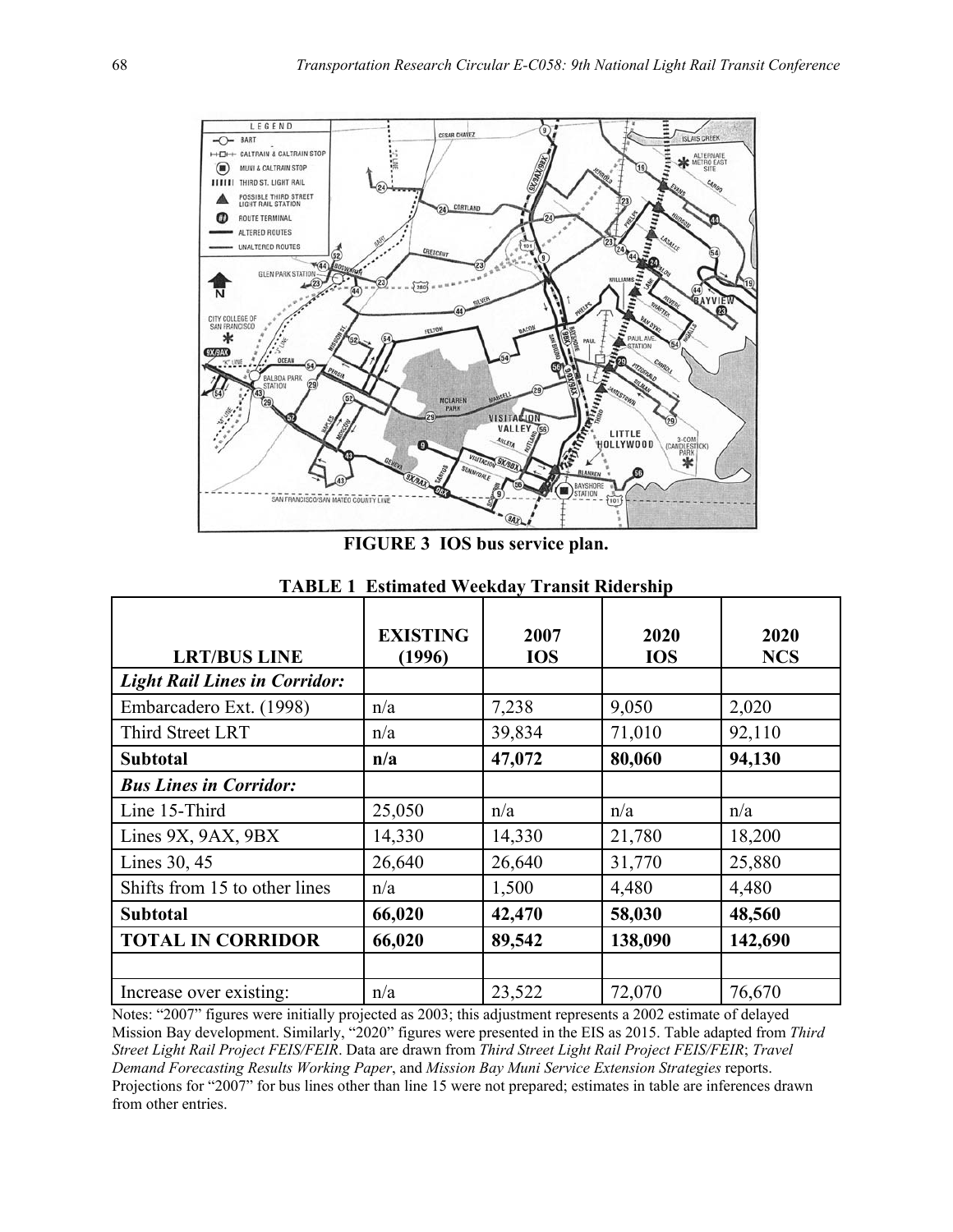**FIGURE 3 IOS bus service plan.**

**TABLE 1 Estimated Weekday Transit Ridership**

| LRT/BUS LINE | EXISTING (1996) | 2007 IOS | 2020 IOS | 2020 NCS |
|---|---|---|---|---|
| ***Light Rail Lines in Corridor:*** | | | | |
| Embarcadero Ext. (1998) | n/a | 7,238 | 9,050 | 2,020 |
| Third Street LRT | n/a | 39,834 | 71,010 | 92,110 |
| **Subtotal** | **n/a** | **47,072** | **80,060** | **94,130** |
| ***Bus Lines in Corridor:*** | | | | |
| Line 15-Third | 25,050 | n/a | n/a | n/a |
| Lines 9X, 9AX, 9BX | 14,330 | 14,330 | 21,780 | 18,200 |
| Lines 30, 45 | 26,640 | 26,640 | 31,770 | 25,880 |
| Shifts from 15 to other lines | n/a | 1,500 | 4,480 | 4,480 |
| **Subtotal** | **66,020** | **42,470** | **58,030** | **48,560** |
| **TOTAL IN CORRIDOR** | **66,020** | **89,542** | **138,090** | **142,690** |
| | | | | |
| Increase over existing: | n/a | 23,522 | 72,070 | 76,670 |

Notes: "2007" figures were initially projected as 2003; this adjustment represents a 2002 estimate of delayed Mission Bay development. Similarly, "2020" figures were presented in the EIS as 2015. Table adapted from *Third Street Light Rail Project FEIS/FEIR*. Data are drawn from *Third Street Light Rail Project FEIS/FEIR*; *Travel Demand Forecasting Results Working Paper*, and *Mission Bay Muni Service Extension Strategies* reports. Projections for "2007" for bus lines other than line 15 were not prepared; estimates in table are inferences drawn from other entries.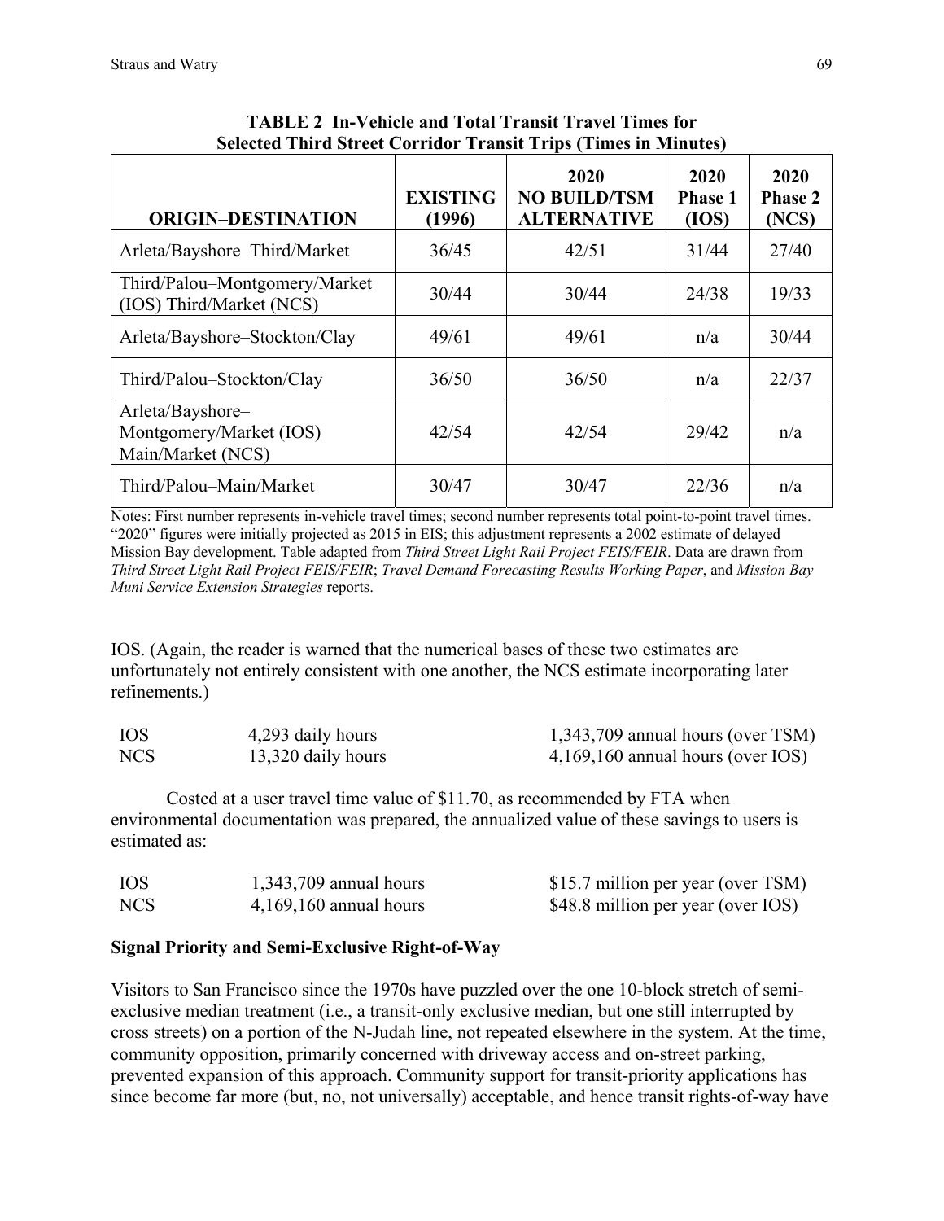**TABLE 2 In-Vehicle and Total Transit Travel Times for Selected Third Street Corridor Transit Trips (Times in Minutes)**

| ORIGIN–DESTINATION | EXISTING (1996) | 2020 NO BUILD/TSM ALTERNATIVE | 2020 Phase 1 (IOS) | 2020 Phase 2 (NCS) |
|---|---|---|---|---|
| Arleta/Bayshore–Third/Market | 36/45 | 42/51 | 31/44 | 27/40 |
| Third/Palou–Montgomery/Market (IOS) Third/Market (NCS) | 30/44 | 30/44 | 24/38 | 19/33 |
| Arleta/Bayshore–Stockton/Clay | 49/61 | 49/61 | n/a | 30/44 |
| Third/Palou–Stockton/Clay | 36/50 | 36/50 | n/a | 22/37 |
| Arleta/Bayshore– Montgomery/Market (IOS) Main/Market (NCS) | 42/54 | 42/54 | 29/42 | n/a |
| Third/Palou–Main/Market | 30/47 | 30/47 | 22/36 | n/a |

Notes: First number represents in-vehicle travel times; second number represents total point-to-point travel times. "2020" figures were initially projected as 2015 in EIS; this adjustment represents a 2002 estimate of delayed Mission Bay development. Table adapted from *Third Street Light Rail Project FEIS/FEIR*. Data are drawn from *Third Street Light Rail Project FEIS/FEIR*; *Travel Demand Forecasting Results Working Paper*, and *Mission Bay Muni Service Extension Strategies* reports.

IOS. (Again, the reader is warned that the numerical bases of these two estimates are unfortunately not entirely consistent with one another, the NCS estimate incorporating later refinements.)

| | | |
|---|---|---|
| IOS | 4,293 daily hours | 1,343,709 annual hours (over TSM) |
| NCS | 13,320 daily hours | 4,169,160 annual hours (over IOS) |

Costed at a user travel time value of $11.70, as recommended by FTA when environmental documentation was prepared, the annualized value of these savings to users is estimated as:

| | | |
|---|---|---|
| IOS | 1,343,709 annual hours | $15.7 million per year (over TSM) |
| NCS | 4,169,160 annual hours | $48.8 million per year (over IOS) |

### Signal Priority and Semi-Exclusive Right-of-Way

Visitors to San Francisco since the 1970s have puzzled over the one 10-block stretch of semi-exclusive median treatment (i.e., a transit-only exclusive median, but one still interrupted by cross streets) on a portion of the N-Judah line, not repeated elsewhere in the system. At the time, community opposition, primarily concerned with driveway access and on-street parking, prevented expansion of this approach. Community support for transit-priority applications has since become far more (but, no, not universally) acceptable, and hence transit rights-of-way have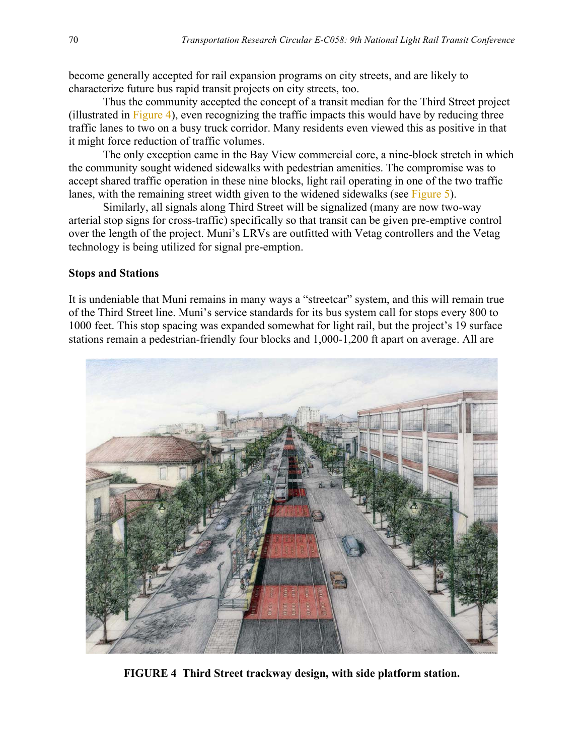become generally accepted for rail expansion programs on city streets, and are likely to characterize future bus rapid transit projects on city streets, too.

Thus the community accepted the concept of a transit median for the Third Street project (illustrated in Figure 4), even recognizing the traffic impacts this would have by reducing three traffic lanes to two on a busy truck corridor. Many residents even viewed this as positive in that it might force reduction of traffic volumes.

The only exception came in the Bay View commercial core, a nine-block stretch in which the community sought widened sidewalks with pedestrian amenities. The compromise was to accept shared traffic operation in these nine blocks, light rail operating in one of the two traffic lanes, with the remaining street width given to the widened sidewalks (see Figure 5).

Similarly, all signals along Third Street will be signalized (many are now two-way arterial stop signs for cross-traffic) specifically so that transit can be given pre-emptive control over the length of the project. Muni's LRVs are outfitted with Vetag controllers and the Vetag technology is being utilized for signal pre-emption.

**Stops and Stations**

It is undeniable that Muni remains in many ways a "streetcar" system, and this will remain true of the Third Street line. Muni's service standards for its bus system call for stops every 800 to 1000 feet. This stop spacing was expanded somewhat for light rail, but the project's 19 surface stations remain a pedestrian-friendly four blocks and 1,000-1,200 ft apart on average. All are

**FIGURE 4 Third Street trackway design, with side platform station.**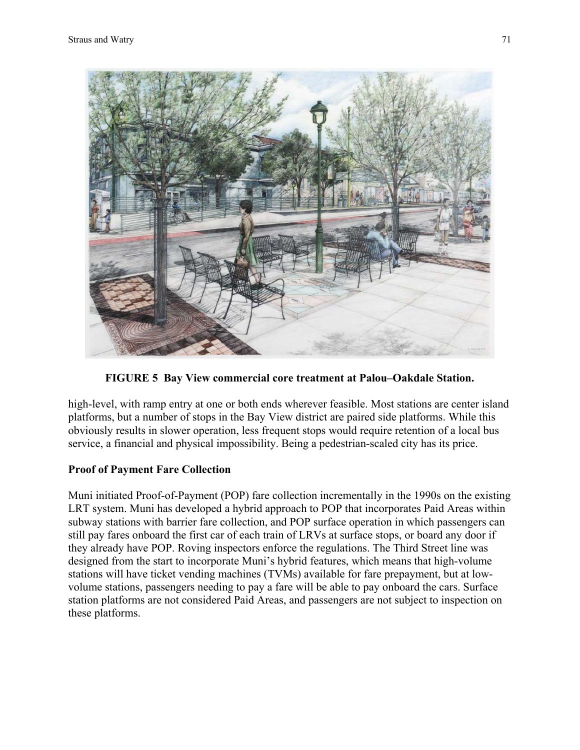**FIGURE 5 Bay View commercial core treatment at Palou–Oakdale Station.**

high-level, with ramp entry at one or both ends wherever feasible. Most stations are center island platforms, but a number of stops in the Bay View district are paired side platforms. While this obviously results in slower operation, less frequent stops would require retention of a local bus service, a financial and physical impossibility. Being a pedestrian-scaled city has its price.

## Proof of Payment Fare Collection

Muni initiated Proof-of-Payment (POP) fare collection incrementally in the 1990s on the existing LRT system. Muni has developed a hybrid approach to POP that incorporates Paid Areas within subway stations with barrier fare collection, and POP surface operation in which passengers can still pay fares onboard the first car of each train of LRVs at surface stops, or board any door if they already have POP. Roving inspectors enforce the regulations. The Third Street line was designed from the start to incorporate Muni's hybrid features, which means that high-volume stations will have ticket vending machines (TVMs) available for fare prepayment, but at low-volume stations, passengers needing to pay a fare will be able to pay onboard the cars. Surface station platforms are not considered Paid Areas, and passengers are not subject to inspection on these platforms.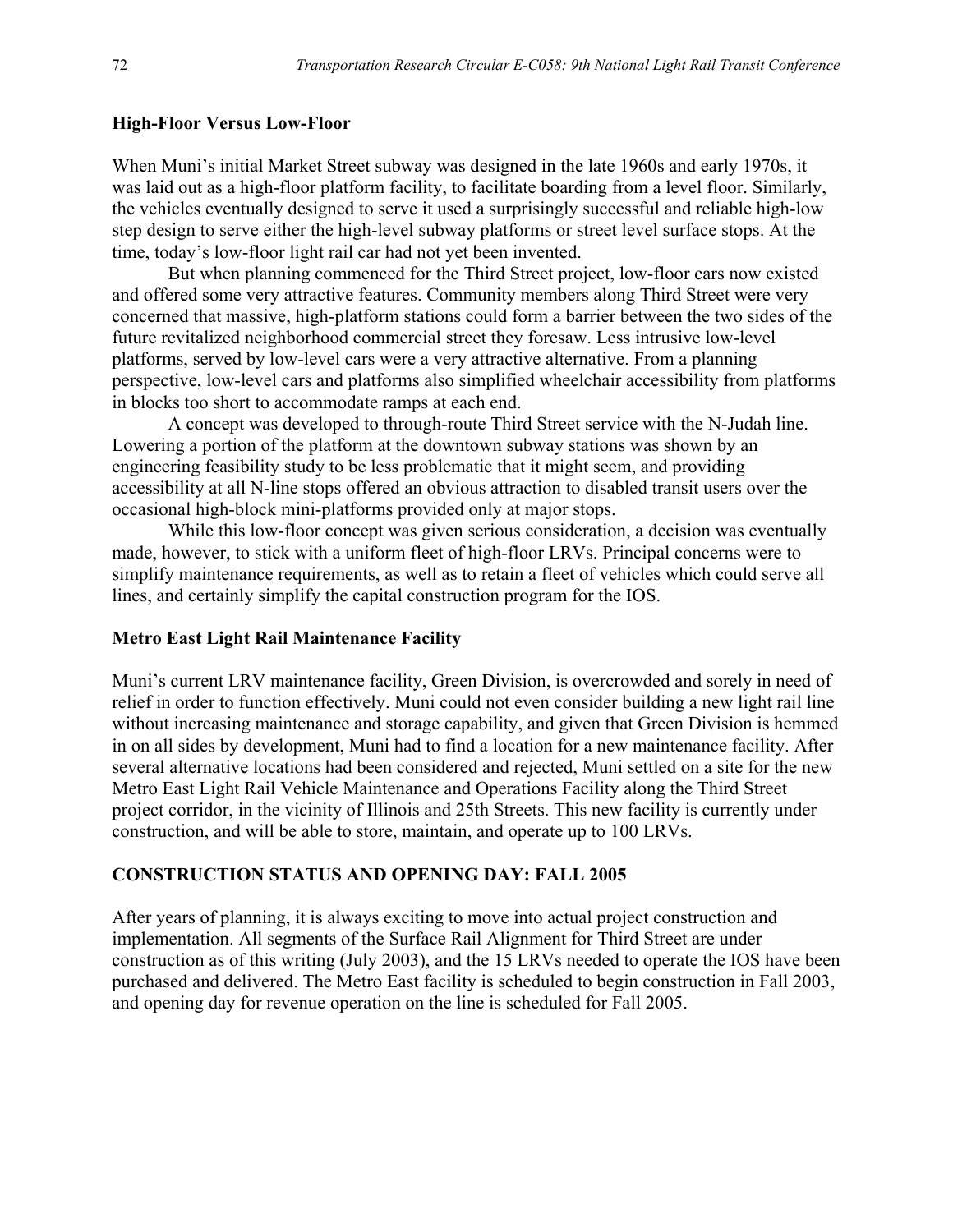### High-Floor Versus Low-Floor

When Muni's initial Market Street subway was designed in the late 1960s and early 1970s, it was laid out as a high-floor platform facility, to facilitate boarding from a level floor. Similarly, the vehicles eventually designed to serve it used a surprisingly successful and reliable high-low step design to serve either the high-level subway platforms or street level surface stops. At the time, today's low-floor light rail car had not yet been invented.

But when planning commenced for the Third Street project, low-floor cars now existed and offered some very attractive features. Community members along Third Street were very concerned that massive, high-platform stations could form a barrier between the two sides of the future revitalized neighborhood commercial street they foresaw. Less intrusive low-level platforms, served by low-level cars were a very attractive alternative. From a planning perspective, low-level cars and platforms also simplified wheelchair accessibility from platforms in blocks too short to accommodate ramps at each end.

A concept was developed to through-route Third Street service with the N-Judah line. Lowering a portion of the platform at the downtown subway stations was shown by an engineering feasibility study to be less problematic that it might seem, and providing accessibility at all N-line stops offered an obvious attraction to disabled transit users over the occasional high-block mini-platforms provided only at major stops.

While this low-floor concept was given serious consideration, a decision was eventually made, however, to stick with a uniform fleet of high-floor LRVs. Principal concerns were to simplify maintenance requirements, as well as to retain a fleet of vehicles which could serve all lines, and certainly simplify the capital construction program for the IOS.

### Metro East Light Rail Maintenance Facility

Muni's current LRV maintenance facility, Green Division, is overcrowded and sorely in need of relief in order to function effectively. Muni could not even consider building a new light rail line without increasing maintenance and storage capability, and given that Green Division is hemmed in on all sides by development, Muni had to find a location for a new maintenance facility. After several alternative locations had been considered and rejected, Muni settled on a site for the new Metro East Light Rail Vehicle Maintenance and Operations Facility along the Third Street project corridor, in the vicinity of Illinois and 25th Streets. This new facility is currently under construction, and will be able to store, maintain, and operate up to 100 LRVs.

## CONSTRUCTION STATUS AND OPENING DAY: FALL 2005

After years of planning, it is always exciting to move into actual project construction and implementation. All segments of the Surface Rail Alignment for Third Street are under construction as of this writing (July 2003), and the 15 LRVs needed to operate the IOS have been purchased and delivered. The Metro East facility is scheduled to begin construction in Fall 2003, and opening day for revenue operation on the line is scheduled for Fall 2005.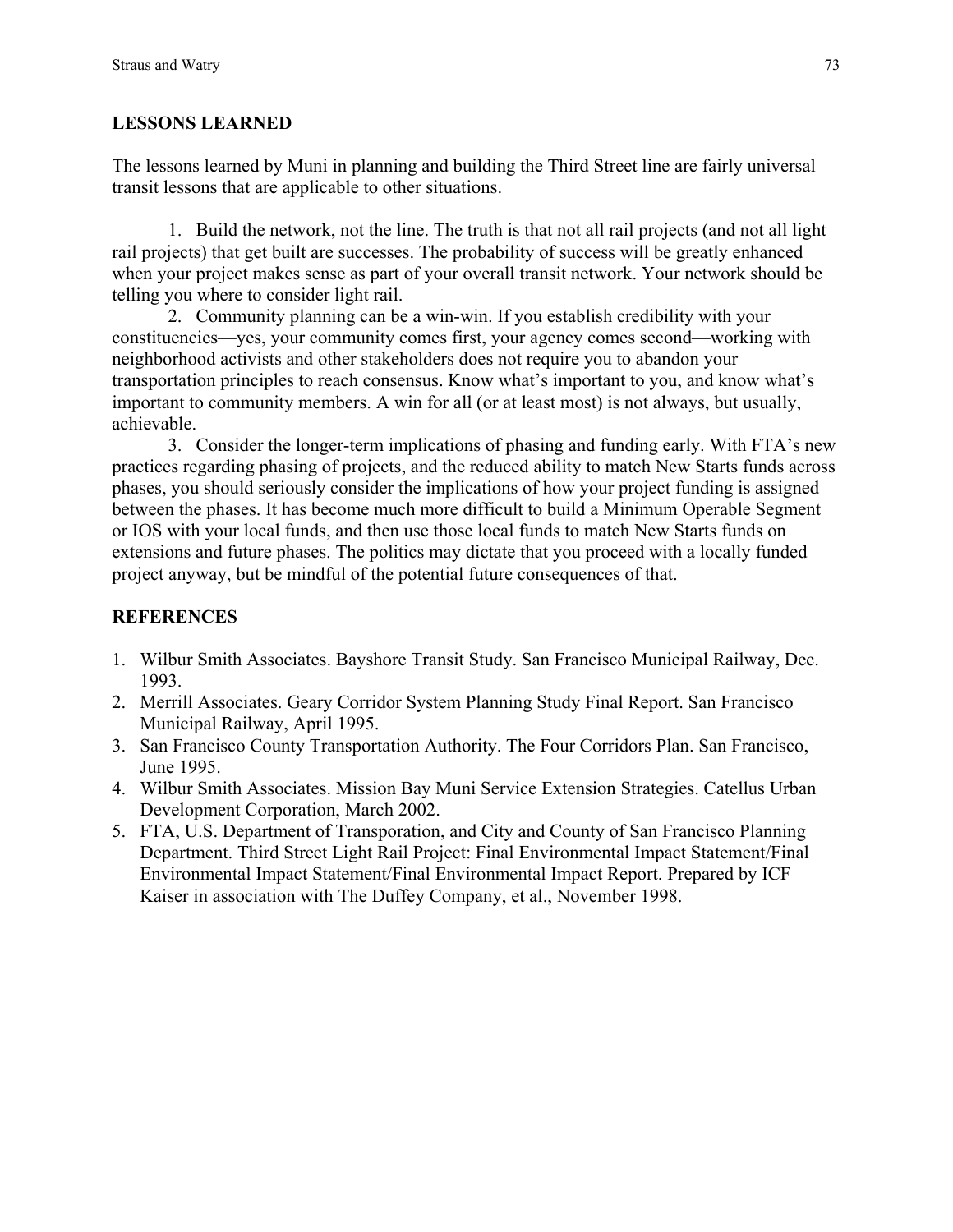## LESSONS LEARNED

The lessons learned by Muni in planning and building the Third Street line are fairly universal transit lessons that are applicable to other situations.

1. Build the network, not the line. The truth is that not all rail projects (and not all light rail projects) that get built are successes. The probability of success will be greatly enhanced when your project makes sense as part of your overall transit network. Your network should be telling you where to consider light rail.
2. Community planning can be a win-win. If you establish credibility with your constituencies—yes, your community comes first, your agency comes second—working with neighborhood activists and other stakeholders does not require you to abandon your transportation principles to reach consensus. Know what's important to you, and know what's important to community members. A win for all (or at least most) is not always, but usually, achievable.
3. Consider the longer-term implications of phasing and funding early. With FTA's new practices regarding phasing of projects, and the reduced ability to match New Starts funds across phases, you should seriously consider the implications of how your project funding is assigned between the phases. It has become much more difficult to build a Minimum Operable Segment or IOS with your local funds, and then use those local funds to match New Starts funds on extensions and future phases. The politics may dictate that you proceed with a locally funded project anyway, but be mindful of the potential future consequences of that.

## REFERENCES

1. Wilbur Smith Associates. Bayshore Transit Study. San Francisco Municipal Railway, Dec. 1993.
2. Merrill Associates. Geary Corridor System Planning Study Final Report. San Francisco Municipal Railway, April 1995.
3. San Francisco County Transportation Authority. The Four Corridors Plan. San Francisco, June 1995.
4. Wilbur Smith Associates. Mission Bay Muni Service Extension Strategies. Catellus Urban Development Corporation, March 2002.
5. FTA, U.S. Department of Transporation, and City and County of San Francisco Planning Department. Third Street Light Rail Project: Final Environmental Impact Statement/Final Environmental Impact Statement/Final Environmental Impact Report. Prepared by ICF Kaiser in association with The Duffey Company, et al., November 1998.